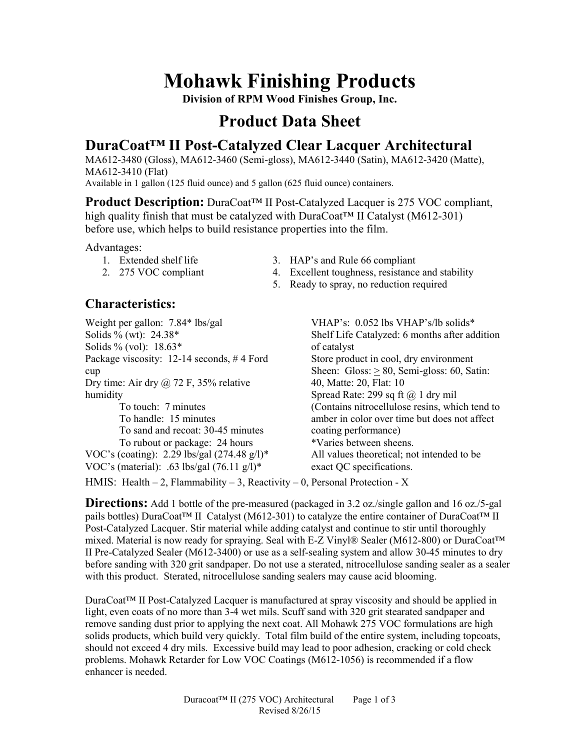# Mohawk Finishing Products

**Division of RPM Wood Finishes Group, Inc.**

# Product Data Sheet

## DuraCoat™ II Post-Catalyzed Clear Lacquer Architectural

MA612-3480 (Gloss), MA612-3460 (Semi-gloss), MA612-3440 (Satin), MA612-3420 (Matte), MA612-3410 (Flat)

Available in 1 gallon (125 fluid ounce) and 5 gallon (625 fluid ounce) containers.

**Product Description:** DuraCoat™ II Post-Catalyzed Lacquer is 275 VOC compliant, high quality finish that must be catalyzed with DuraCoat™ II Catalyst (M612-301) before use, which helps to build resistance properties into the film.

Advantages:

1. Extended shelf life
2. 275 VOC compliant
3. HAP's and Rule 66 compliant
4. Excellent toughness, resistance and stability
5. Ready to spray, no reduction required

## Characteristics:

Weight per gallon: 7.84* lbs/gal
Solids % (wt): 24.38*
Solids % (vol): 18.63*
Package viscosity: 12-14 seconds, # 4 Ford cup
Dry time: Air dry @ 72 F, 35% relative humidity
- To touch: 7 minutes
- To handle: 15 minutes
- To sand and recoat: 30-45 minutes
- To rubout or package: 24 hours

VOC's (coating): 2.29 lbs/gal (274.48 g/l)*
VOC's (material): .63 lbs/gal (76.11 g/l)*

VHAP's: 0.052 lbs VHAP's/lb solids*
Shelf Life Catalyzed: 6 months after addition of catalyst
Store product in cool, dry environment
Sheen: Gloss: ≥ 80, Semi-gloss: 60, Satin: 40, Matte: 20, Flat: 10
Spread Rate: 299 sq ft @ 1 dry mil
(Contains nitrocellulose resins, which tend to amber in color over time but does not affect coating performance)
*Varies between sheens.
All values theoretical; not intended to be exact QC specifications.

HMIS: Health – 2, Flammability – 3, Reactivity – 0, Personal Protection - X

**Directions:** Add 1 bottle of the pre-measured (packaged in 3.2 oz./single gallon and 16 oz./5-gal pails bottles) DuraCoat™ II Catalyst (M612-301) to catalyze the entire container of DuraCoat™ II Post-Catalyzed Lacquer. Stir material while adding catalyst and continue to stir until thoroughly mixed. Material is now ready for spraying. Seal with E-Z Vinyl® Sealer (M612-800) or DuraCoat™ II Pre-Catalyzed Sealer (M612-3400) or use as a self-sealing system and allow 30-45 minutes to dry before sanding with 320 grit sandpaper. Do not use a sterated, nitrocellulose sanding sealer as a sealer with this product. Sterated, nitrocellulose sanding sealers may cause acid blooming.

DuraCoat™ II Post-Catalyzed Lacquer is manufactured at spray viscosity and should be applied in light, even coats of no more than 3-4 wet mils. Scuff sand with 320 grit stearated sandpaper and remove sanding dust prior to applying the next coat. All Mohawk 275 VOC formulations are high solids products, which build very quickly. Total film build of the entire system, including topcoats, should not exceed 4 dry mils. Excessive build may lead to poor adhesion, cracking or cold check problems. Mohawk Retarder for Low VOC Coatings (M612-1056) is recommended if a flow enhancer is needed.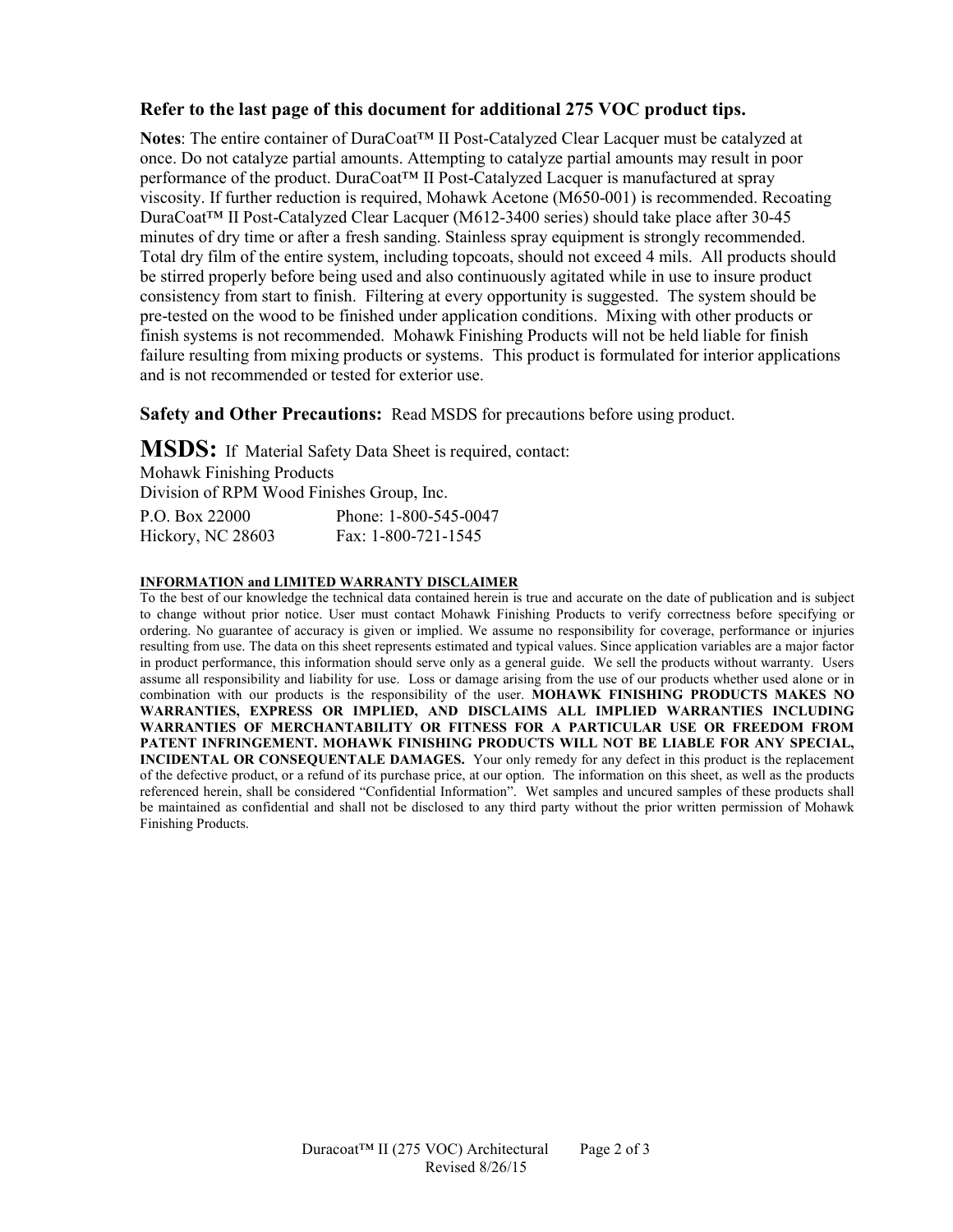### Refer to the last page of this document for additional 275 VOC product tips.

**Notes**: The entire container of DuraCoat™ II Post-Catalyzed Clear Lacquer must be catalyzed at once. Do not catalyze partial amounts. Attempting to catalyze partial amounts may result in poor performance of the product. DuraCoat™ II Post-Catalyzed Lacquer is manufactured at spray viscosity. If further reduction is required, Mohawk Acetone (M650-001) is recommended. Recoating DuraCoat™ II Post-Catalyzed Clear Lacquer (M612-3400 series) should take place after 30-45 minutes of dry time or after a fresh sanding. Stainless spray equipment is strongly recommended. Total dry film of the entire system, including topcoats, should not exceed 4 mils. All products should be stirred properly before being used and also continuously agitated while in use to insure product consistency from start to finish. Filtering at every opportunity is suggested. The system should be pre-tested on the wood to be finished under application conditions. Mixing with other products or finish systems is not recommended. Mohawk Finishing Products will not be held liable for finish failure resulting from mixing products or systems. This product is formulated for interior applications and is not recommended or tested for exterior use.

**Safety and Other Precautions:** Read MSDS for precautions before using product.

**MSDS:** If Material Safety Data Sheet is required, contact:

Mohawk Finishing Products
Division of RPM Wood Finishes Group, Inc.

P.O. Box 22000 Phone: 1-800-545-0047
Hickory, NC 28603 Fax: 1-800-721-1545

**INFORMATION and LIMITED WARRANTY DISCLAIMER**

To the best of our knowledge the technical data contained herein is true and accurate on the date of publication and is subject to change without prior notice. User must contact Mohawk Finishing Products to verify correctness before specifying or ordering. No guarantee of accuracy is given or implied. We assume no responsibility for coverage, performance or injuries resulting from use. The data on this sheet represents estimated and typical values. Since application variables are a major factor in product performance, this information should serve only as a general guide. We sell the products without warranty. Users assume all responsibility and liability for use. Loss or damage arising from the use of our products whether used alone or in combination with our products is the responsibility of the user. **MOHAWK FINISHING PRODUCTS MAKES NO WARRANTIES, EXPRESS OR IMPLIED, AND DISCLAIMS ALL IMPLIED WARRANTIES INCLUDING WARRANTIES OF MERCHANTABILITY OR FITNESS FOR A PARTICULAR USE OR FREEDOM FROM PATENT INFRINGEMENT. MOHAWK FINISHING PRODUCTS WILL NOT BE LIABLE FOR ANY SPECIAL, INCIDENTAL OR CONSEQUENTALE DAMAGES.** Your only remedy for any defect in this product is the replacement of the defective product, or a refund of its purchase price, at our option. The information on this sheet, as well as the products referenced herein, shall be considered "Confidential Information". Wet samples and uncured samples of these products shall be maintained as confidential and shall not be disclosed to any third party without the prior written permission of Mohawk Finishing Products.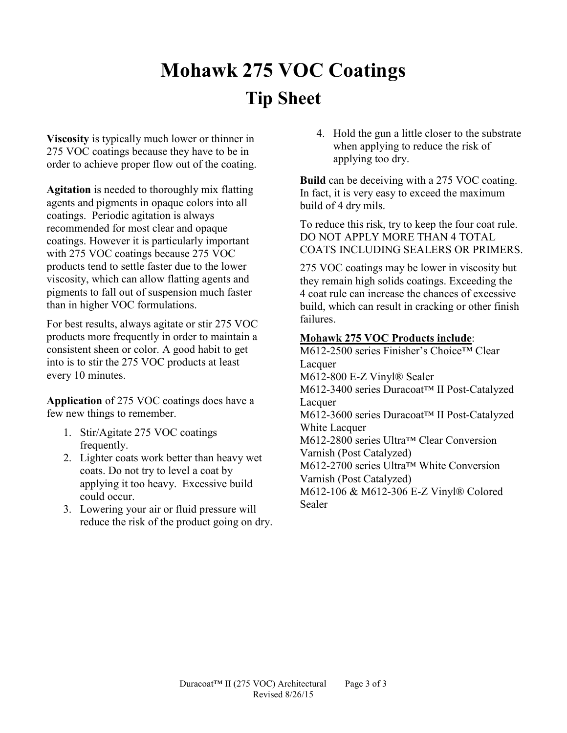# Mohawk 275 VOC Coatings

## Tip Sheet

**Viscosity** is typically much lower or thinner in 275 VOC coatings because they have to be in order to achieve proper flow out of the coating.

**Agitation** is needed to thoroughly mix flatting agents and pigments in opaque colors into all coatings. Periodic agitation is always recommended for most clear and opaque coatings. However it is particularly important with 275 VOC coatings because 275 VOC products tend to settle faster due to the lower viscosity, which can allow flatting agents and pigments to fall out of suspension much faster than in higher VOC formulations.

For best results, always agitate or stir 275 VOC products more frequently in order to maintain a consistent sheen or color. A good habit to get into is to stir the 275 VOC products at least every 10 minutes.

**Application** of 275 VOC coatings does have a few new things to remember.

1. Stir/Agitate 275 VOC coatings frequently.
2. Lighter coats work better than heavy wet coats. Do not try to level a coat by applying it too heavy. Excessive build could occur.
3. Lowering your air or fluid pressure will reduce the risk of the product going on dry.
4. Hold the gun a little closer to the substrate when applying to reduce the risk of applying too dry.

**Build** can be deceiving with a 275 VOC coating. In fact, it is very easy to exceed the maximum build of 4 dry mils.

To reduce this risk, try to keep the four coat rule. DO NOT APPLY MORE THAN 4 TOTAL COATS INCLUDING SEALERS OR PRIMERS.

275 VOC coatings may be lower in viscosity but they remain high solids coatings. Exceeding the 4 coat rule can increase the chances of excessive build, which can result in cracking or other finish failures.

**Mohawk 275 VOC Products include**:

M612-2500 series Finisher's Choice™ Clear Lacquer
M612-800 E-Z Vinyl® Sealer
M612-3400 series Duracoat™ II Post-Catalyzed Lacquer
M612-3600 series Duracoat™ II Post-Catalyzed White Lacquer
M612-2800 series Ultra™ Clear Conversion Varnish (Post Catalyzed)
M612-2700 series Ultra™ White Conversion Varnish (Post Catalyzed)
M612-106 & M612-306 E-Z Vinyl® Colored Sealer